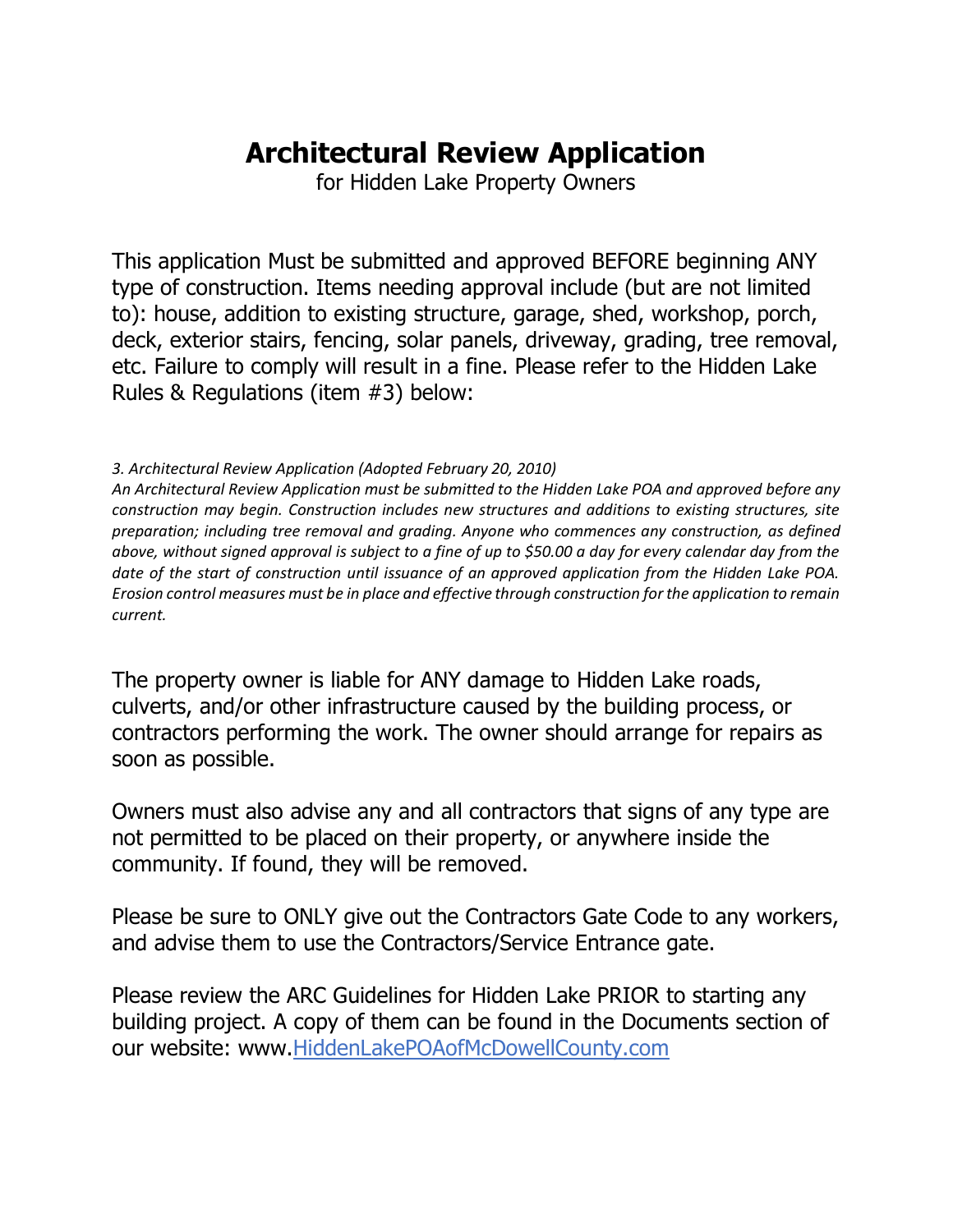# Architectural Review Application

for Hidden Lake Property Owners

This application Must be submitted and approved BEFORE beginning ANY type of construction. Items needing approval include (but are not limited to): house, addition to existing structure, garage, shed, workshop, porch, deck, exterior stairs, fencing, solar panels, driveway, grading, tree removal, etc. Failure to comply will result in a fine. Please refer to the Hidden Lake Rules & Regulations (item #3) below:

*3. Architectural Review Application (Adopted February 20, 2010)*
*An Architectural Review Application must be submitted to the Hidden Lake POA and approved before any construction may begin. Construction includes new structures and additions to existing structures, site preparation; including tree removal and grading. Anyone who commences any construction, as defined above, without signed approval is subject to a fine of up to $50.00 a day for every calendar day from the date of the start of construction until issuance of an approved application from the Hidden Lake POA. Erosion control measures must be in place and effective through construction for the application to remain current.*

The property owner is liable for ANY damage to Hidden Lake roads, culverts, and/or other infrastructure caused by the building process, or contractors performing the work. The owner should arrange for repairs as soon as possible.

Owners must also advise any and all contractors that signs of any type are not permitted to be placed on their property, or anywhere inside the community. If found, they will be removed.

Please be sure to ONLY give out the Contractors Gate Code to any workers, and advise them to use the Contractors/Service Entrance gate.

Please review the ARC Guidelines for Hidden Lake PRIOR to starting any building project. A copy of them can be found in the Documents section of our website: www.HiddenLakePOAofMcDowellCounty.com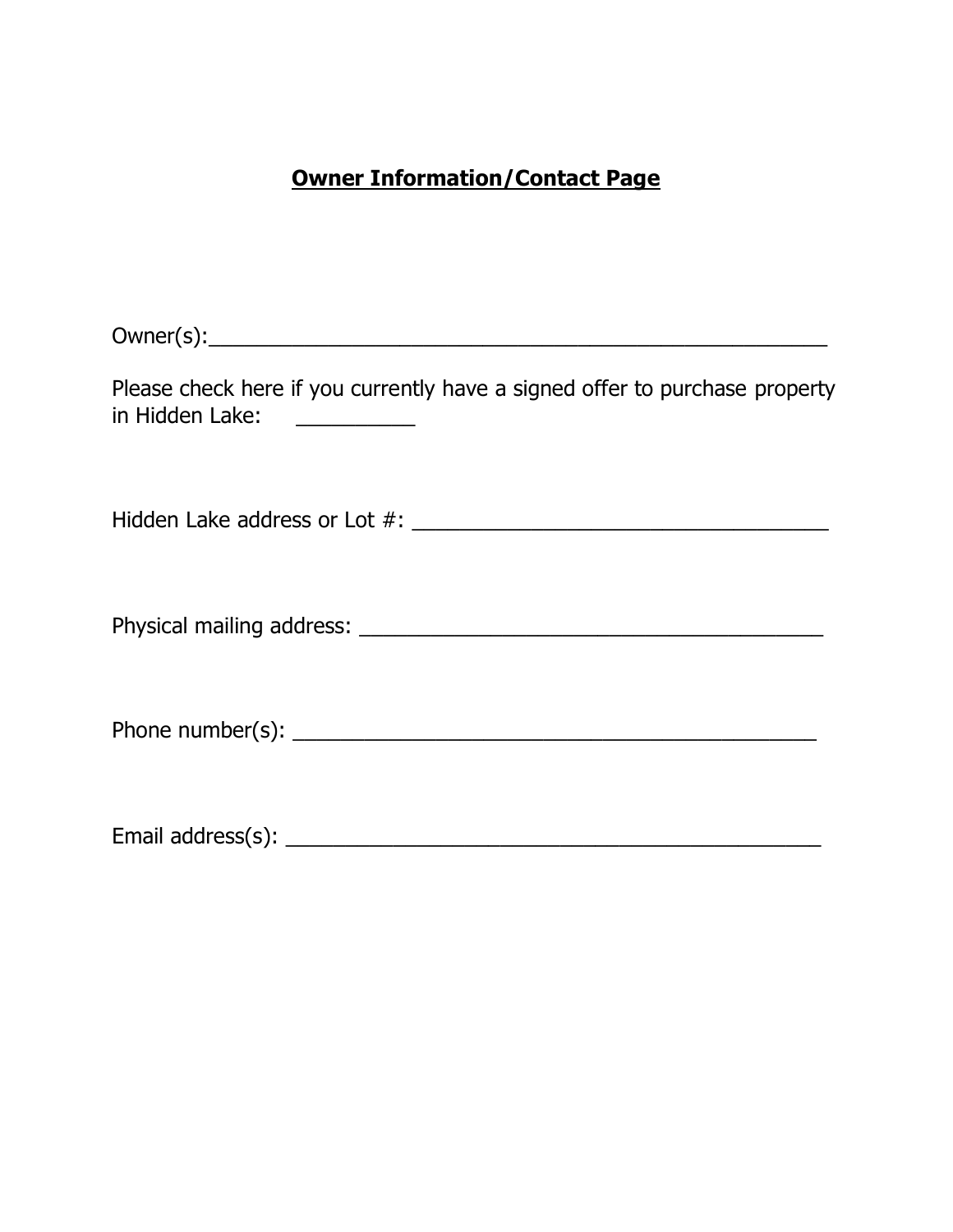## **Owner Information/Contact Page**

Owner(s):______________________________________________________

Please check here if you currently have a signed offer to purchase property in Hidden Lake: __________

Hidden Lake address or Lot #: ____________________________________

Physical mailing address: ________________________________________

Phone number(s): _____________________________________________

Email address(s): _______________________________________________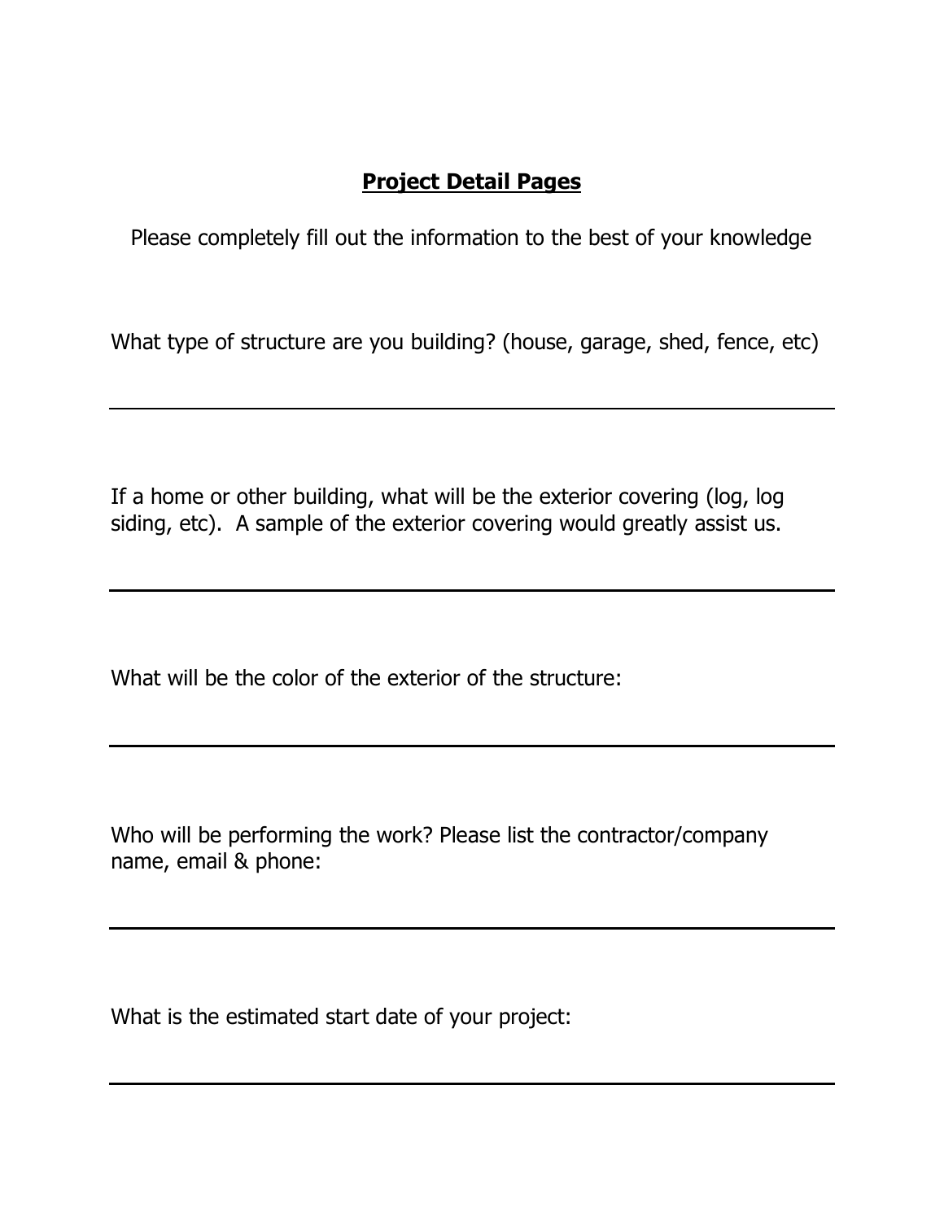## **Project Detail Pages**

Please completely fill out the information to the best of your knowledge

What type of structure are you building? (house, garage, shed, fence, etc)

---

If a home or other building, what will be the exterior covering (log, log siding, etc). A sample of the exterior covering would greatly assist us.

---

What will be the color of the exterior of the structure:

---

Who will be performing the work? Please list the contractor/company name, email & phone:

---

What is the estimated start date of your project:

---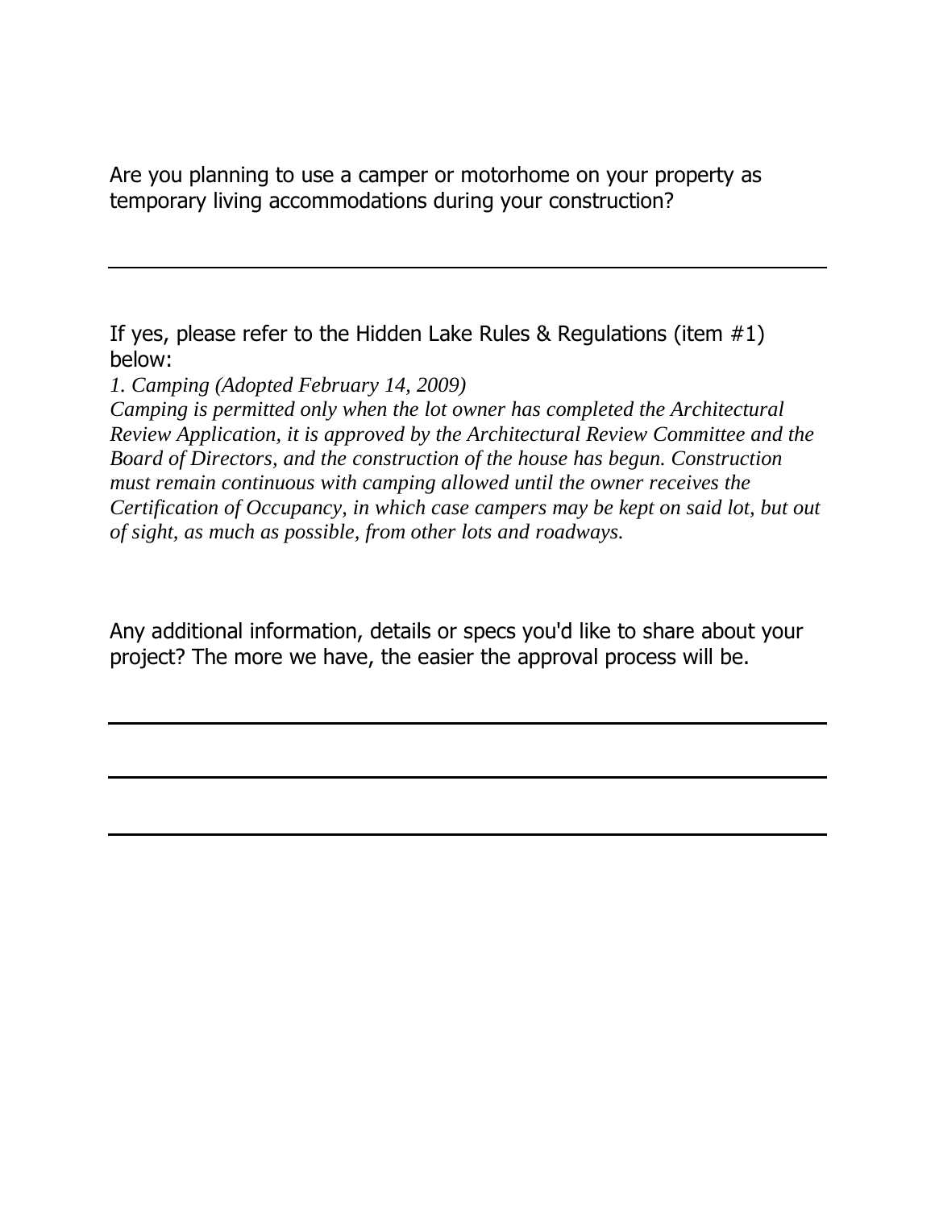Are you planning to use a camper or motorhome on your property as temporary living accommodations during your construction?

___

If yes, please refer to the Hidden Lake Rules & Regulations (item #1) below:

*1. Camping (Adopted February 14, 2009)*
*Camping is permitted only when the lot owner has completed the Architectural Review Application, it is approved by the Architectural Review Committee and the Board of Directors, and the construction of the house has begun. Construction must remain continuous with camping allowed until the owner receives the Certification of Occupancy, in which case campers may be kept on said lot, but out of sight, as much as possible, from other lots and roadways.*

Any additional information, details or specs you'd like to share about your project? The more we have, the easier the approval process will be.

___

___

___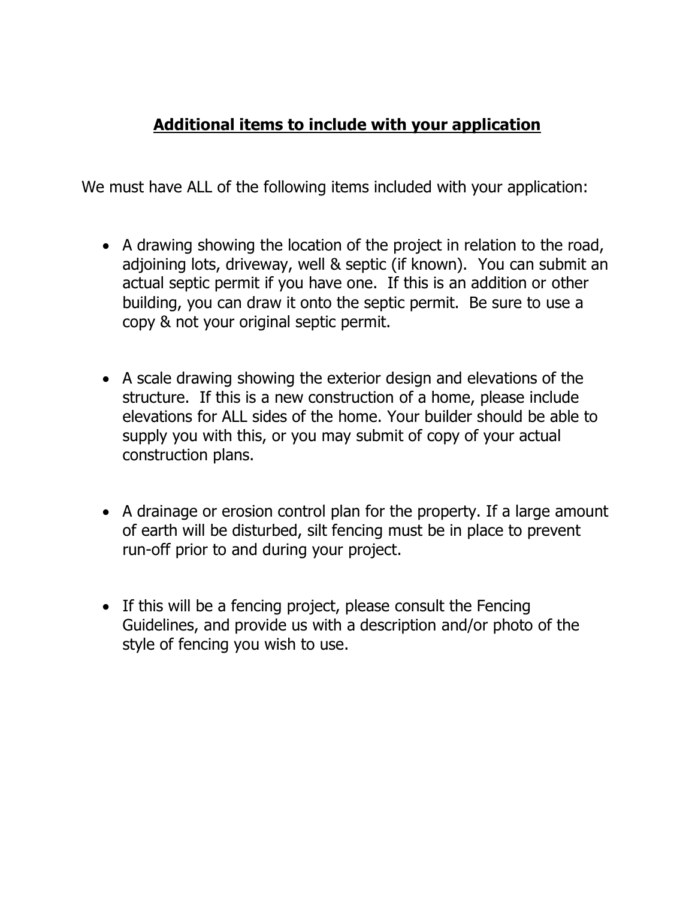## **Additional items to include with your application**

We must have ALL of the following items included with your application:

- A drawing showing the location of the project in relation to the road, adjoining lots, driveway, well & septic (if known). You can submit an actual septic permit if you have one. If this is an addition or other building, you can draw it onto the septic permit. Be sure to use a copy & not your original septic permit.

- A scale drawing showing the exterior design and elevations of the structure. If this is a new construction of a home, please include elevations for ALL sides of the home. Your builder should be able to supply you with this, or you may submit of copy of your actual construction plans.

- A drainage or erosion control plan for the property. If a large amount of earth will be disturbed, silt fencing must be in place to prevent run-off prior to and during your project.

- If this will be a fencing project, please consult the Fencing Guidelines, and provide us with a description and/or photo of the style of fencing you wish to use.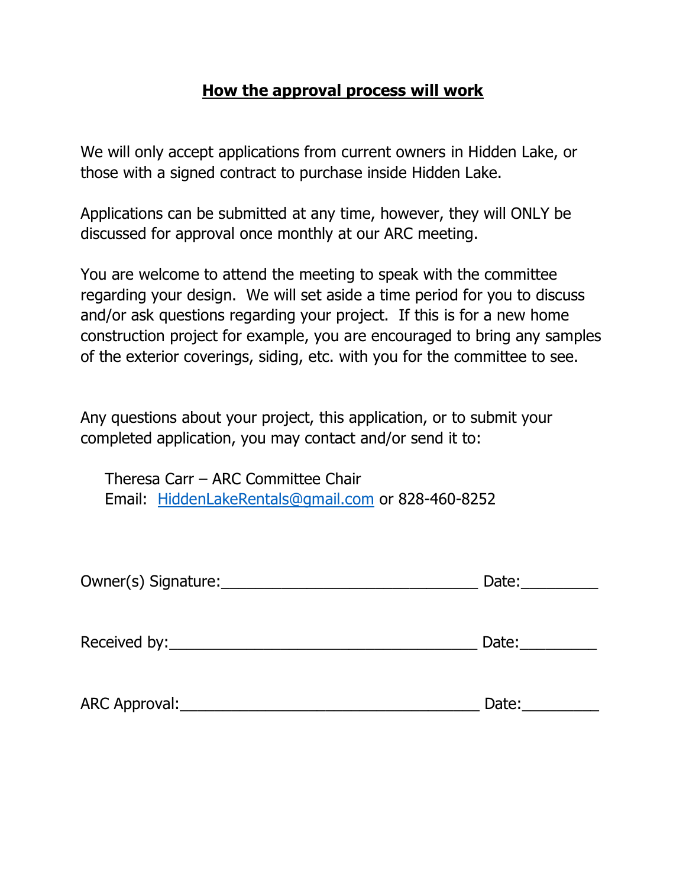## How the approval process will work

We will only accept applications from current owners in Hidden Lake, or those with a signed contract to purchase inside Hidden Lake.

Applications can be submitted at any time, however, they will ONLY be discussed for approval once monthly at our ARC meeting.

You are welcome to attend the meeting to speak with the committee regarding your design. We will set aside a time period for you to discuss and/or ask questions regarding your project. If this is for a new home construction project for example, you are encouraged to bring any samples of the exterior coverings, siding, etc. with you for the committee to see.

Any questions about your project, this application, or to submit your completed application, you may contact and/or send it to:

Theresa Carr – ARC Committee Chair
Email: HiddenLakeRentals@gmail.com or 828-460-8252

Owner(s) Signature:_______________________________ Date:_________

Received by:_____________________________________ Date:_________

ARC Approval:____________________________________ Date:_________